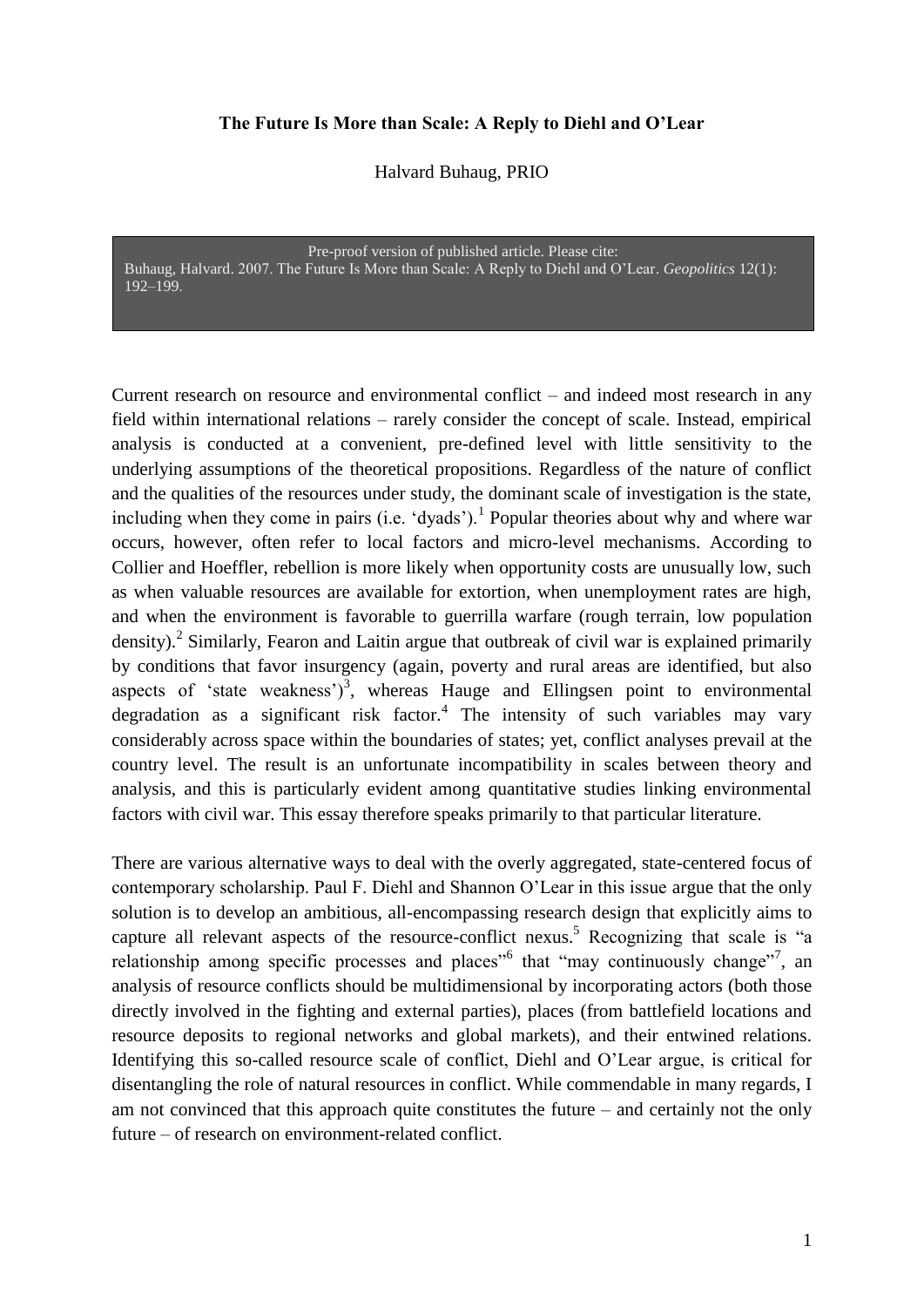**The Future Is More than Scale: A Reply to Diehl and O'Lear**

Halvard Buhaug, PRIO

Pre-proof version of published article. Please cite:
Buhaug, Halvard. 2007. The Future Is More than Scale: A Reply to Diehl and O'Lear. *Geopolitics* 12(1): 192–199.

Current research on resource and environmental conflict – and indeed most research in any field within international relations – rarely consider the concept of scale. Instead, empirical analysis is conducted at a convenient, pre-defined level with little sensitivity to the underlying assumptions of the theoretical propositions. Regardless of the nature of conflict and the qualities of the resources under study, the dominant scale of investigation is the state, including when they come in pairs (i.e. 'dyads').[1] Popular theories about why and where war occurs, however, often refer to local factors and micro-level mechanisms. According to Collier and Hoeffler, rebellion is more likely when opportunity costs are unusually low, such as when valuable resources are available for extortion, when unemployment rates are high, and when the environment is favorable to guerrilla warfare (rough terrain, low population density).[2] Similarly, Fearon and Laitin argue that outbreak of civil war is explained primarily by conditions that favor insurgency (again, poverty and rural areas are identified, but also aspects of 'state weakness')[3], whereas Hauge and Ellingsen point to environmental degradation as a significant risk factor.[4] The intensity of such variables may vary considerably across space within the boundaries of states; yet, conflict analyses prevail at the country level. The result is an unfortunate incompatibility in scales between theory and analysis, and this is particularly evident among quantitative studies linking environmental factors with civil war. This essay therefore speaks primarily to that particular literature.

There are various alternative ways to deal with the overly aggregated, state-centered focus of contemporary scholarship. Paul F. Diehl and Shannon O'Lear in this issue argue that the only solution is to develop an ambitious, all-encompassing research design that explicitly aims to capture all relevant aspects of the resource-conflict nexus.[5] Recognizing that scale is "a relationship among specific processes and places"[6] that "may continuously change"[7], an analysis of resource conflicts should be multidimensional by incorporating actors (both those directly involved in the fighting and external parties), places (from battlefield locations and resource deposits to regional networks and global markets), and their entwined relations. Identifying this so-called resource scale of conflict, Diehl and O'Lear argue, is critical for disentangling the role of natural resources in conflict. While commendable in many regards, I am not convinced that this approach quite constitutes the future – and certainly not the only future – of research on environment-related conflict.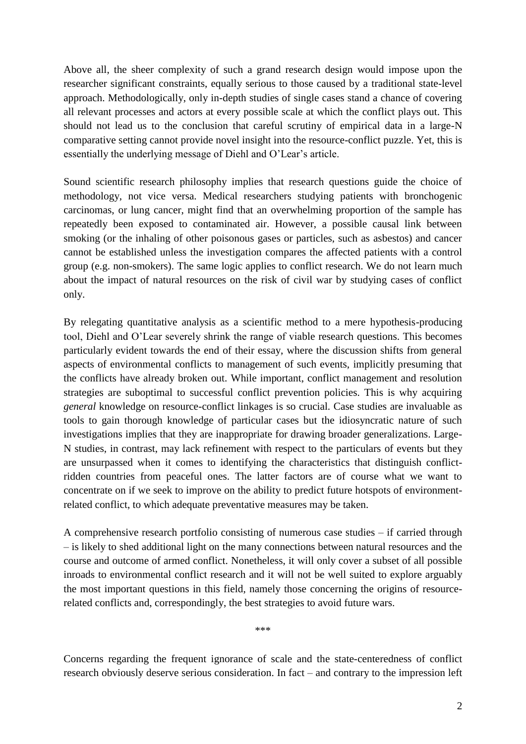Above all, the sheer complexity of such a grand research design would impose upon the researcher significant constraints, equally serious to those caused by a traditional state-level approach. Methodologically, only in-depth studies of single cases stand a chance of covering all relevant processes and actors at every possible scale at which the conflict plays out. This should not lead us to the conclusion that careful scrutiny of empirical data in a large-N comparative setting cannot provide novel insight into the resource-conflict puzzle. Yet, this is essentially the underlying message of Diehl and O'Lear's article.

Sound scientific research philosophy implies that research questions guide the choice of methodology, not vice versa. Medical researchers studying patients with bronchogenic carcinomas, or lung cancer, might find that an overwhelming proportion of the sample has repeatedly been exposed to contaminated air. However, a possible causal link between smoking (or the inhaling of other poisonous gases or particles, such as asbestos) and cancer cannot be established unless the investigation compares the affected patients with a control group (e.g. non-smokers). The same logic applies to conflict research. We do not learn much about the impact of natural resources on the risk of civil war by studying cases of conflict only.

By relegating quantitative analysis as a scientific method to a mere hypothesis-producing tool, Diehl and O'Lear severely shrink the range of viable research questions. This becomes particularly evident towards the end of their essay, where the discussion shifts from general aspects of environmental conflicts to management of such events, implicitly presuming that the conflicts have already broken out. While important, conflict management and resolution strategies are suboptimal to successful conflict prevention policies. This is why acquiring *general* knowledge on resource-conflict linkages is so crucial. Case studies are invaluable as tools to gain thorough knowledge of particular cases but the idiosyncratic nature of such investigations implies that they are inappropriate for drawing broader generalizations. Large-N studies, in contrast, may lack refinement with respect to the particulars of events but they are unsurpassed when it comes to identifying the characteristics that distinguish conflict-ridden countries from peaceful ones. The latter factors are of course what we want to concentrate on if we seek to improve on the ability to predict future hotspots of environment-related conflict, to which adequate preventative measures may be taken.

A comprehensive research portfolio consisting of numerous case studies – if carried through – is likely to shed additional light on the many connections between natural resources and the course and outcome of armed conflict. Nonetheless, it will only cover a subset of all possible inroads to environmental conflict research and it will not be well suited to explore arguably the most important questions in this field, namely those concerning the origins of resource-related conflicts and, correspondingly, the best strategies to avoid future wars.

***

Concerns regarding the frequent ignorance of scale and the state-centeredness of conflict research obviously deserve serious consideration. In fact – and contrary to the impression left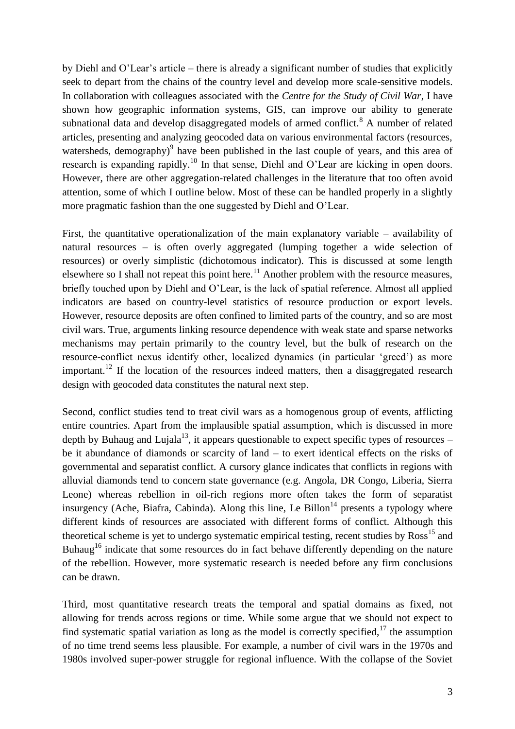by Diehl and O'Lear's article – there is already a significant number of studies that explicitly seek to depart from the chains of the country level and develop more scale-sensitive models. In collaboration with colleagues associated with the *Centre for the Study of Civil War*, I have shown how geographic information systems, GIS, can improve our ability to generate subnational data and develop disaggregated models of armed conflict.[8] A number of related articles, presenting and analyzing geocoded data on various environmental factors (resources, watersheds, demography)[9] have been published in the last couple of years, and this area of research is expanding rapidly.[10] In that sense, Diehl and O'Lear are kicking in open doors. However, there are other aggregation-related challenges in the literature that too often avoid attention, some of which I outline below. Most of these can be handled properly in a slightly more pragmatic fashion than the one suggested by Diehl and O'Lear.

First, the quantitative operationalization of the main explanatory variable – availability of natural resources – is often overly aggregated (lumping together a wide selection of resources) or overly simplistic (dichotomous indicator). This is discussed at some length elsewhere so I shall not repeat this point here.[11] Another problem with the resource measures, briefly touched upon by Diehl and O'Lear, is the lack of spatial reference. Almost all applied indicators are based on country-level statistics of resource production or export levels. However, resource deposits are often confined to limited parts of the country, and so are most civil wars. True, arguments linking resource dependence with weak state and sparse networks mechanisms may pertain primarily to the country level, but the bulk of research on the resource-conflict nexus identify other, localized dynamics (in particular 'greed') as more important.[12] If the location of the resources indeed matters, then a disaggregated research design with geocoded data constitutes the natural next step.

Second, conflict studies tend to treat civil wars as a homogenous group of events, afflicting entire countries. Apart from the implausible spatial assumption, which is discussed in more depth by Buhaug and Lujala[13], it appears questionable to expect specific types of resources – be it abundance of diamonds or scarcity of land – to exert identical effects on the risks of governmental and separatist conflict. A cursory glance indicates that conflicts in regions with alluvial diamonds tend to concern state governance (e.g. Angola, DR Congo, Liberia, Sierra Leone) whereas rebellion in oil-rich regions more often takes the form of separatist insurgency (Ache, Biafra, Cabinda). Along this line, Le Billon[14] presents a typology where different kinds of resources are associated with different forms of conflict. Although this theoretical scheme is yet to undergo systematic empirical testing, recent studies by Ross[15] and Buhaug[16] indicate that some resources do in fact behave differently depending on the nature of the rebellion. However, more systematic research is needed before any firm conclusions can be drawn.

Third, most quantitative research treats the temporal and spatial domains as fixed, not allowing for trends across regions or time. While some argue that we should not expect to find systematic spatial variation as long as the model is correctly specified,[17] the assumption of no time trend seems less plausible. For example, a number of civil wars in the 1970s and 1980s involved super-power struggle for regional influence. With the collapse of the Soviet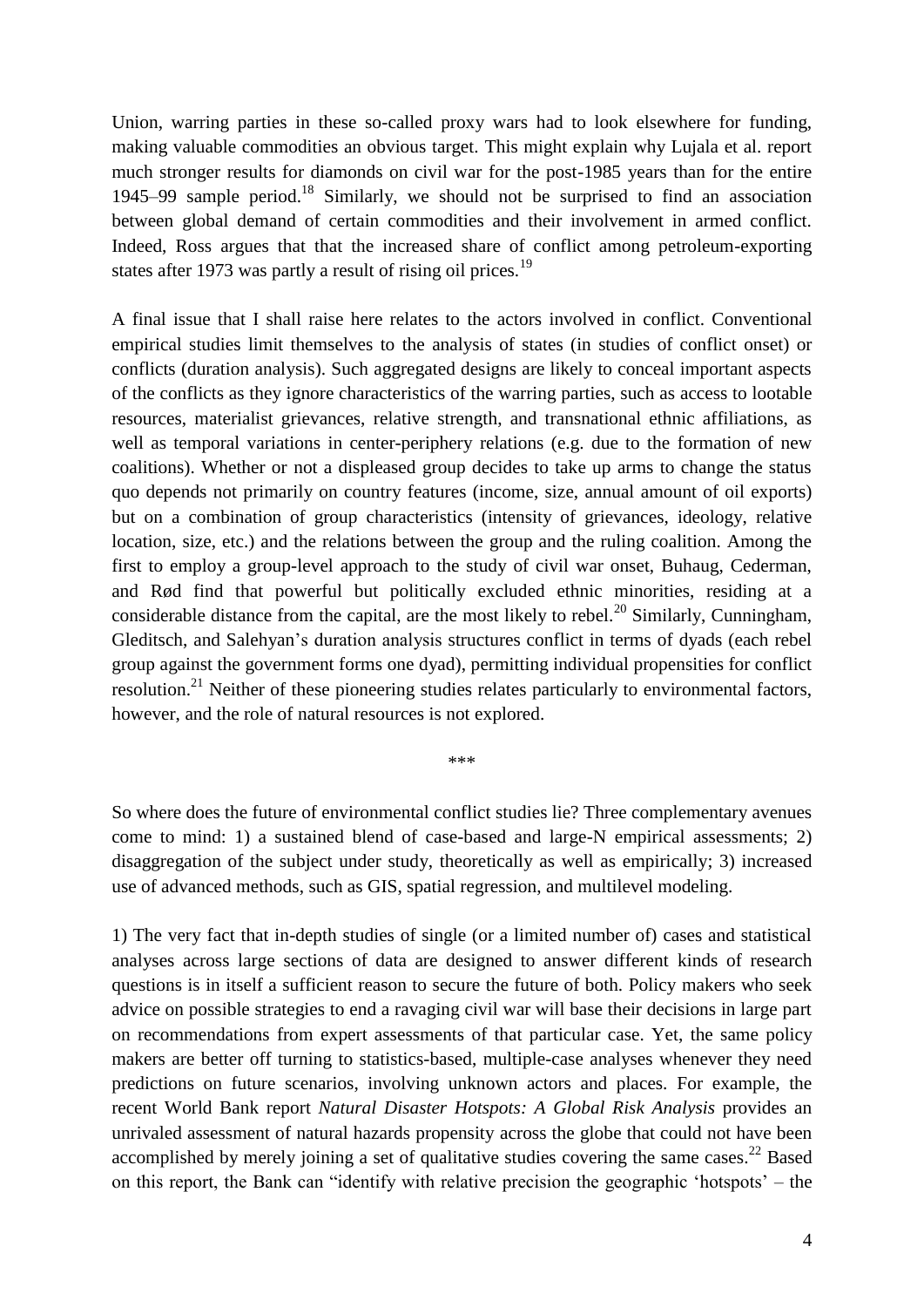Union, warring parties in these so-called proxy wars had to look elsewhere for funding, making valuable commodities an obvious target. This might explain why Lujala et al. report much stronger results for diamonds on civil war for the post-1985 years than for the entire 1945–99 sample period.[18] Similarly, we should not be surprised to find an association between global demand of certain commodities and their involvement in armed conflict. Indeed, Ross argues that that the increased share of conflict among petroleum-exporting states after 1973 was partly a result of rising oil prices.[19]

A final issue that I shall raise here relates to the actors involved in conflict. Conventional empirical studies limit themselves to the analysis of states (in studies of conflict onset) or conflicts (duration analysis). Such aggregated designs are likely to conceal important aspects of the conflicts as they ignore characteristics of the warring parties, such as access to lootable resources, materialist grievances, relative strength, and transnational ethnic affiliations, as well as temporal variations in center-periphery relations (e.g. due to the formation of new coalitions). Whether or not a displeased group decides to take up arms to change the status quo depends not primarily on country features (income, size, annual amount of oil exports) but on a combination of group characteristics (intensity of grievances, ideology, relative location, size, etc.) and the relations between the group and the ruling coalition. Among the first to employ a group-level approach to the study of civil war onset, Buhaug, Cederman, and Rød find that powerful but politically excluded ethnic minorities, residing at a considerable distance from the capital, are the most likely to rebel.[20] Similarly, Cunningham, Gleditsch, and Salehyan's duration analysis structures conflict in terms of dyads (each rebel group against the government forms one dyad), permitting individual propensities for conflict resolution.[21] Neither of these pioneering studies relates particularly to environmental factors, however, and the role of natural resources is not explored.

***

So where does the future of environmental conflict studies lie? Three complementary avenues come to mind: 1) a sustained blend of case-based and large-N empirical assessments; 2) disaggregation of the subject under study, theoretically as well as empirically; 3) increased use of advanced methods, such as GIS, spatial regression, and multilevel modeling.

1) The very fact that in-depth studies of single (or a limited number of) cases and statistical analyses across large sections of data are designed to answer different kinds of research questions is in itself a sufficient reason to secure the future of both. Policy makers who seek advice on possible strategies to end a ravaging civil war will base their decisions in large part on recommendations from expert assessments of that particular case. Yet, the same policy makers are better off turning to statistics-based, multiple-case analyses whenever they need predictions on future scenarios, involving unknown actors and places. For example, the recent World Bank report *Natural Disaster Hotspots: A Global Risk Analysis* provides an unrivaled assessment of natural hazards propensity across the globe that could not have been accomplished by merely joining a set of qualitative studies covering the same cases.[22] Based on this report, the Bank can "identify with relative precision the geographic 'hotspots' – the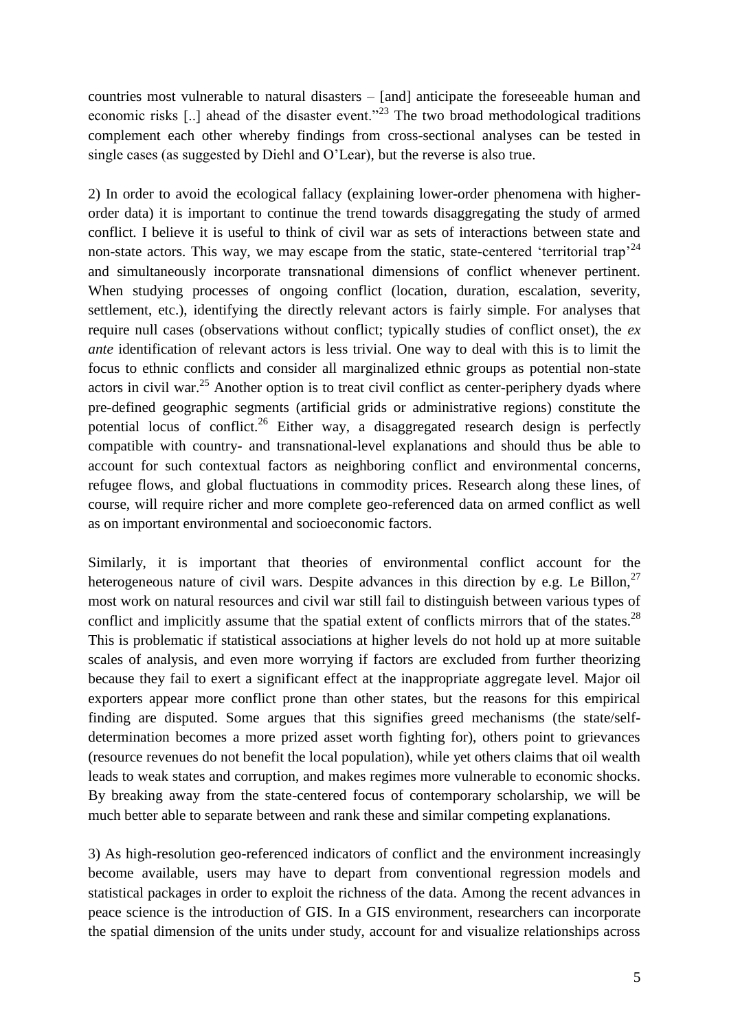countries most vulnerable to natural disasters – [and] anticipate the foreseeable human and economic risks [..] ahead of the disaster event."[23] The two broad methodological traditions complement each other whereby findings from cross-sectional analyses can be tested in single cases (as suggested by Diehl and O'Lear), but the reverse is also true.

2) In order to avoid the ecological fallacy (explaining lower-order phenomena with higher-order data) it is important to continue the trend towards disaggregating the study of armed conflict. I believe it is useful to think of civil war as sets of interactions between state and non-state actors. This way, we may escape from the static, state-centered 'territorial trap'[24] and simultaneously incorporate transnational dimensions of conflict whenever pertinent. When studying processes of ongoing conflict (location, duration, escalation, severity, settlement, etc.), identifying the directly relevant actors is fairly simple. For analyses that require null cases (observations without conflict; typically studies of conflict onset), the *ex ante* identification of relevant actors is less trivial. One way to deal with this is to limit the focus to ethnic conflicts and consider all marginalized ethnic groups as potential non-state actors in civil war.[25] Another option is to treat civil conflict as center-periphery dyads where pre-defined geographic segments (artificial grids or administrative regions) constitute the potential locus of conflict.[26] Either way, a disaggregated research design is perfectly compatible with country- and transnational-level explanations and should thus be able to account for such contextual factors as neighboring conflict and environmental concerns, refugee flows, and global fluctuations in commodity prices. Research along these lines, of course, will require richer and more complete geo-referenced data on armed conflict as well as on important environmental and socioeconomic factors.

Similarly, it is important that theories of environmental conflict account for the heterogeneous nature of civil wars. Despite advances in this direction by e.g. Le Billon,[27] most work on natural resources and civil war still fail to distinguish between various types of conflict and implicitly assume that the spatial extent of conflicts mirrors that of the states.[28] This is problematic if statistical associations at higher levels do not hold up at more suitable scales of analysis, and even more worrying if factors are excluded from further theorizing because they fail to exert a significant effect at the inappropriate aggregate level. Major oil exporters appear more conflict prone than other states, but the reasons for this empirical finding are disputed. Some argues that this signifies greed mechanisms (the state/self-determination becomes a more prized asset worth fighting for), others point to grievances (resource revenues do not benefit the local population), while yet others claims that oil wealth leads to weak states and corruption, and makes regimes more vulnerable to economic shocks. By breaking away from the state-centered focus of contemporary scholarship, we will be much better able to separate between and rank these and similar competing explanations.

3) As high-resolution geo-referenced indicators of conflict and the environment increasingly become available, users may have to depart from conventional regression models and statistical packages in order to exploit the richness of the data. Among the recent advances in peace science is the introduction of GIS. In a GIS environment, researchers can incorporate the spatial dimension of the units under study, account for and visualize relationships across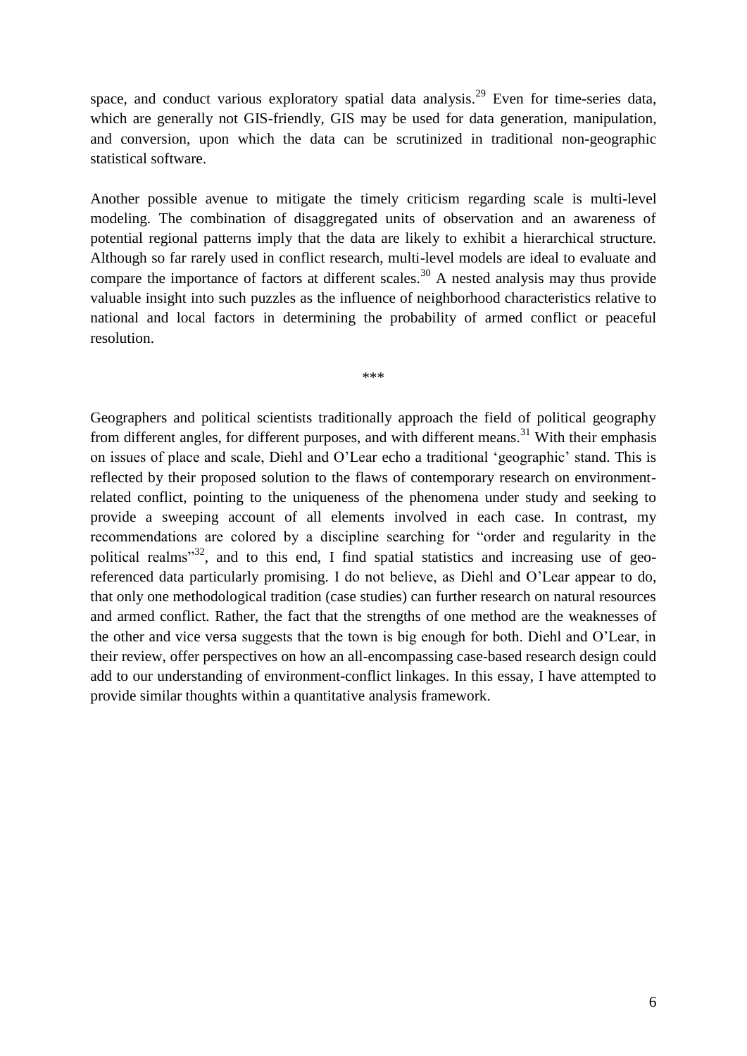space, and conduct various exploratory spatial data analysis.[29] Even for time-series data, which are generally not GIS-friendly, GIS may be used for data generation, manipulation, and conversion, upon which the data can be scrutinized in traditional non-geographic statistical software.

Another possible avenue to mitigate the timely criticism regarding scale is multi-level modeling. The combination of disaggregated units of observation and an awareness of potential regional patterns imply that the data are likely to exhibit a hierarchical structure. Although so far rarely used in conflict research, multi-level models are ideal to evaluate and compare the importance of factors at different scales.[30] A nested analysis may thus provide valuable insight into such puzzles as the influence of neighborhood characteristics relative to national and local factors in determining the probability of armed conflict or peaceful resolution.

***

Geographers and political scientists traditionally approach the field of political geography from different angles, for different purposes, and with different means.[31] With their emphasis on issues of place and scale, Diehl and O'Lear echo a traditional 'geographic' stand. This is reflected by their proposed solution to the flaws of contemporary research on environment-related conflict, pointing to the uniqueness of the phenomena under study and seeking to provide a sweeping account of all elements involved in each case. In contrast, my recommendations are colored by a discipline searching for "order and regularity in the political realms"[32], and to this end, I find spatial statistics and increasing use of geo-referenced data particularly promising. I do not believe, as Diehl and O'Lear appear to do, that only one methodological tradition (case studies) can further research on natural resources and armed conflict. Rather, the fact that the strengths of one method are the weaknesses of the other and vice versa suggests that the town is big enough for both. Diehl and O'Lear, in their review, offer perspectives on how an all-encompassing case-based research design could add to our understanding of environment-conflict linkages. In this essay, I have attempted to provide similar thoughts within a quantitative analysis framework.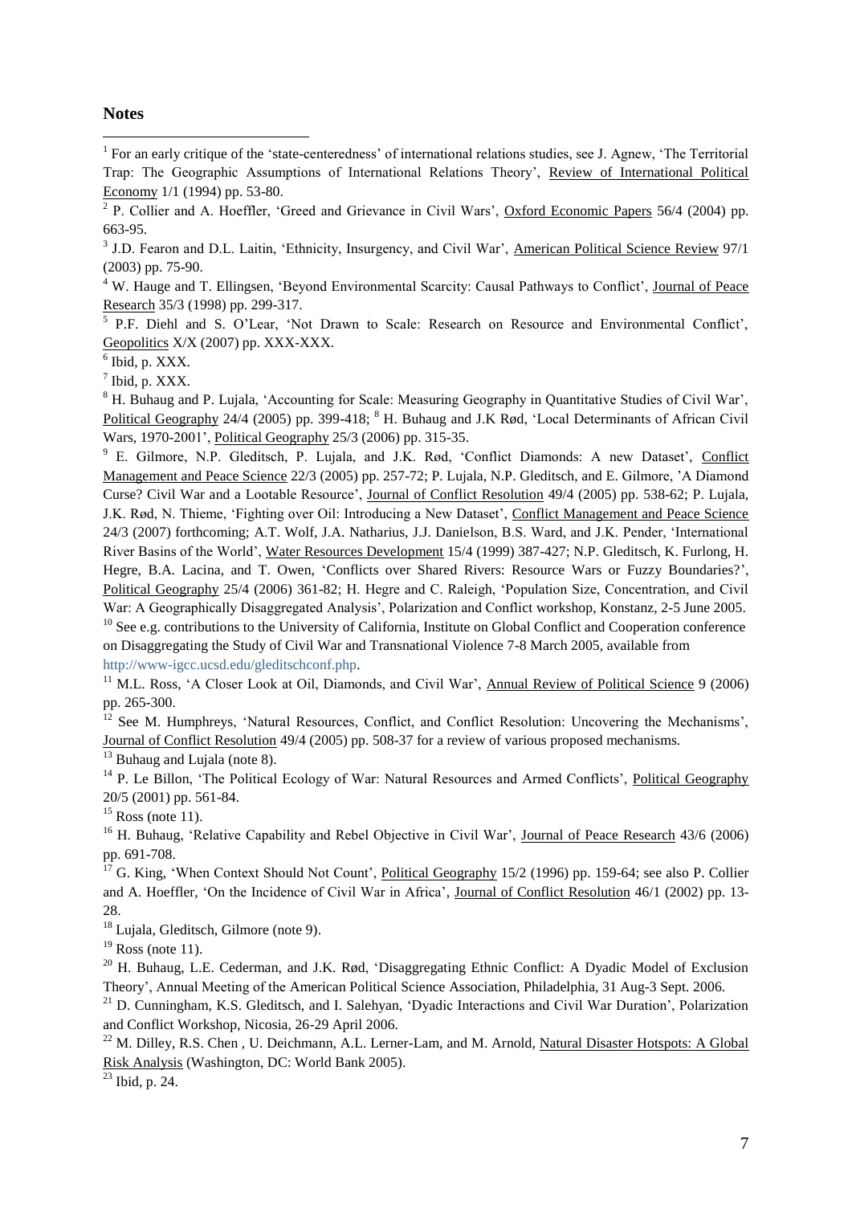## Notes

[1] For an early critique of the 'state-centeredness' of international relations studies, see J. Agnew, 'The Territorial Trap: The Geographic Assumptions of International Relations Theory', Review of International Political Economy 1/1 (1994) pp. 53-80.

[2] P. Collier and A. Hoeffler, 'Greed and Grievance in Civil Wars', Oxford Economic Papers 56/4 (2004) pp. 663-95.

[3] J.D. Fearon and D.L. Laitin, 'Ethnicity, Insurgency, and Civil War', American Political Science Review 97/1 (2003) pp. 75-90.

[4] W. Hauge and T. Ellingsen, 'Beyond Environmental Scarcity: Causal Pathways to Conflict', Journal of Peace Research 35/3 (1998) pp. 299-317.

[5] P.F. Diehl and S. O'Lear, 'Not Drawn to Scale: Research on Resource and Environmental Conflict', Geopolitics X/X (2007) pp. XXX-XXX.

[6] Ibid, p. XXX.

[7] Ibid, p. XXX.

[8] H. Buhaug and P. Lujala, 'Accounting for Scale: Measuring Geography in Quantitative Studies of Civil War', Political Geography 24/4 (2005) pp. 399-418; [8] H. Buhaug and J.K Rød, 'Local Determinants of African Civil Wars, 1970-2001', Political Geography 25/3 (2006) pp. 315-35.

[9] E. Gilmore, N.P. Gleditsch, P. Lujala, and J.K. Rød, 'Conflict Diamonds: A new Dataset', Conflict Management and Peace Science 22/3 (2005) pp. 257-72; P. Lujala, N.P. Gleditsch, and E. Gilmore, 'A Diamond Curse? Civil War and a Lootable Resource', Journal of Conflict Resolution 49/4 (2005) pp. 538-62; P. Lujala, J.K. Rød, N. Thieme, 'Fighting over Oil: Introducing a New Dataset', Conflict Management and Peace Science 24/3 (2007) forthcoming; A.T. Wolf, J.A. Natharius, J.J. Danielson, B.S. Ward, and J.K. Pender, 'International River Basins of the World', Water Resources Development 15/4 (1999) 387-427; N.P. Gleditsch, K. Furlong, H. Hegre, B.A. Lacina, and T. Owen, 'Conflicts over Shared Rivers: Resource Wars or Fuzzy Boundaries?', Political Geography 25/4 (2006) 361-82; H. Hegre and C. Raleigh, 'Population Size, Concentration, and Civil War: A Geographically Disaggregated Analysis', Polarization and Conflict workshop, Konstanz, 2-5 June 2005.

[10] See e.g. contributions to the University of California, Institute on Global Conflict and Cooperation conference on Disaggregating the Study of Civil War and Transnational Violence 7-8 March 2005, available from http://www-igcc.ucsd.edu/gleditschconf.php.

[11] M.L. Ross, 'A Closer Look at Oil, Diamonds, and Civil War', Annual Review of Political Science 9 (2006) pp. 265-300.

[12] See M. Humphreys, 'Natural Resources, Conflict, and Conflict Resolution: Uncovering the Mechanisms', Journal of Conflict Resolution 49/4 (2005) pp. 508-37 for a review of various proposed mechanisms.

[13] Buhaug and Lujala (note 8).

[14] P. Le Billon, 'The Political Ecology of War: Natural Resources and Armed Conflicts', Political Geography 20/5 (2001) pp. 561-84.

[15] Ross (note 11).

[16] H. Buhaug, 'Relative Capability and Rebel Objective in Civil War', Journal of Peace Research 43/6 (2006) pp. 691-708.

[17] G. King, 'When Context Should Not Count', Political Geography 15/2 (1996) pp. 159-64; see also P. Collier and A. Hoeffler, 'On the Incidence of Civil War in Africa', Journal of Conflict Resolution 46/1 (2002) pp. 13-28.

[18] Lujala, Gleditsch, Gilmore (note 9).

[19] Ross (note 11).

[20] H. Buhaug, L.E. Cederman, and J.K. Rød, 'Disaggregating Ethnic Conflict: A Dyadic Model of Exclusion Theory', Annual Meeting of the American Political Science Association, Philadelphia, 31 Aug-3 Sept. 2006.

[21] D. Cunningham, K.S. Gleditsch, and I. Salehyan, 'Dyadic Interactions and Civil War Duration', Polarization and Conflict Workshop, Nicosia, 26-29 April 2006.

[22] M. Dilley, R.S. Chen , U. Deichmann, A.L. Lerner-Lam, and M. Arnold, Natural Disaster Hotspots: A Global Risk Analysis (Washington, DC: World Bank 2005).

[23] Ibid, p. 24.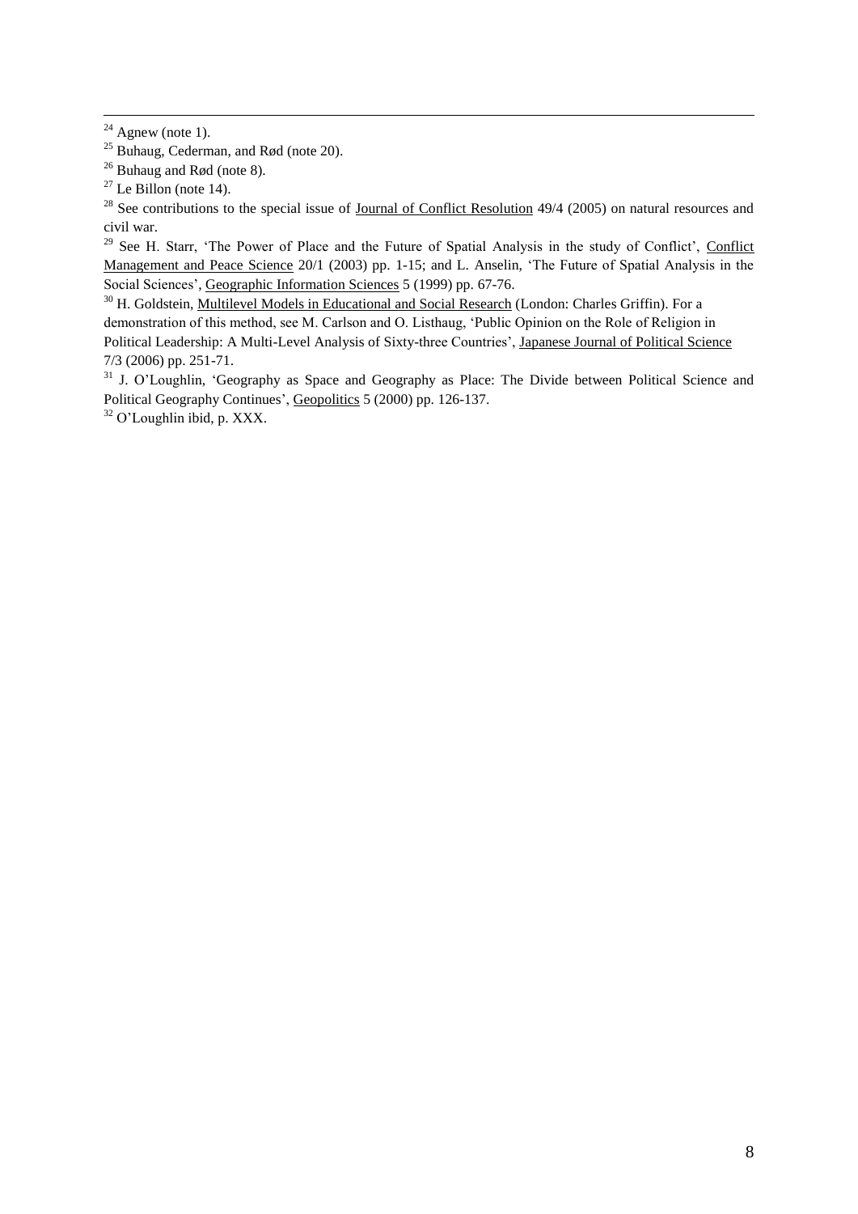[24] Agnew (note 1).

[25] Buhaug, Cederman, and Rød (note 20).

[26] Buhaug and Rød (note 8).

[27] Le Billon (note 14).

[28] See contributions to the special issue of Journal of Conflict Resolution 49/4 (2005) on natural resources and civil war.

[29] See H. Starr, 'The Power of Place and the Future of Spatial Analysis in the study of Conflict', Conflict Management and Peace Science 20/1 (2003) pp. 1-15; and L. Anselin, 'The Future of Spatial Analysis in the Social Sciences', Geographic Information Sciences 5 (1999) pp. 67-76.

[30] H. Goldstein, Multilevel Models in Educational and Social Research (London: Charles Griffin). For a demonstration of this method, see M. Carlson and O. Listhaug, 'Public Opinion on the Role of Religion in Political Leadership: A Multi-Level Analysis of Sixty-three Countries', Japanese Journal of Political Science 7/3 (2006) pp. 251-71.

[31] J. O'Loughlin, 'Geography as Space and Geography as Place: The Divide between Political Science and Political Geography Continues', Geopolitics 5 (2000) pp. 126-137.

[32] O'Loughlin ibid, p. XXX.